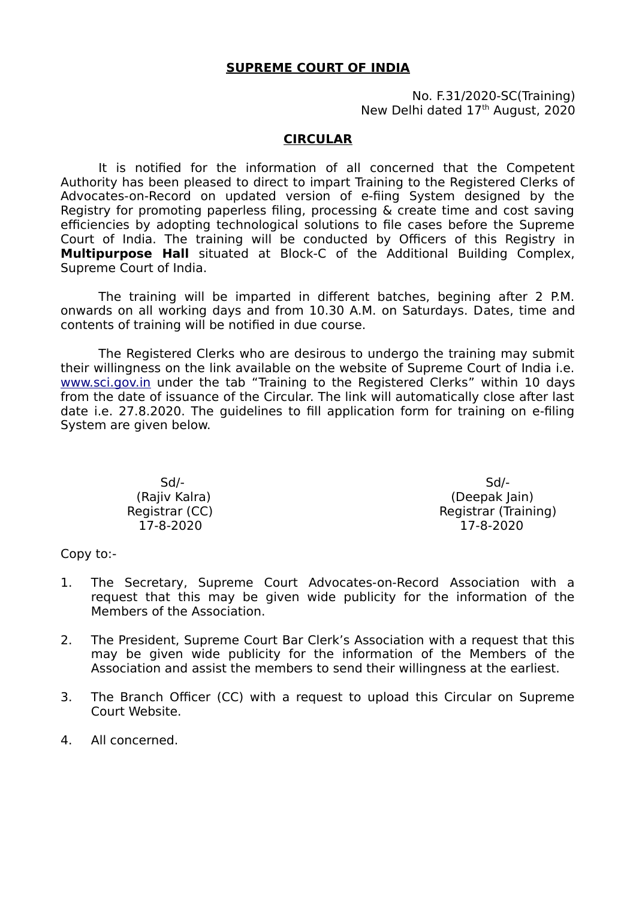**SUPREME COURT OF INDIA**

No. F.31/2020-SC(Training)
New Delhi dated 17th August, 2020

**CIRCULAR**

It is notified for the information of all concerned that the Competent Authority has been pleased to direct to impart Training to the Registered Clerks of Advocates-on-Record on updated version of e-fiing System designed by the Registry for promoting paperless filing, processing & create time and cost saving efficiencies by adopting technological solutions to file cases before the Supreme Court of India. The training will be conducted by Officers of this Registry in **Multipurpose Hall** situated at Block-C of the Additional Building Complex, Supreme Court of India.

The training will be imparted in different batches, begining after 2 P.M. onwards on all working days and from 10.30 A.M. on Saturdays. Dates, time and contents of training will be notified in due course.

The Registered Clerks who are desirous to undergo the training may submit their willingness on the link available on the website of Supreme Court of India i.e. www.sci.gov.in under the tab "Training to the Registered Clerks" within 10 days from the date of issuance of the Circular. The link will automatically close after last date i.e. 27.8.2020. The guidelines to fill application form for training on e-filing System are given below.

Sd/-
(Rajiv Kalra)
Registrar (CC)
17-8-2020

Sd/-
(Deepak Jain)
Registrar (Training)
17-8-2020

Copy to:-

1. The Secretary, Supreme Court Advocates-on-Record Association with a request that this may be given wide publicity for the information of the Members of the Association.
2. The President, Supreme Court Bar Clerk's Association with a request that this may be given wide publicity for the information of the Members of the Association and assist the members to send their willingness at the earliest.
3. The Branch Officer (CC) with a request to upload this Circular on Supreme Court Website.
4. All concerned.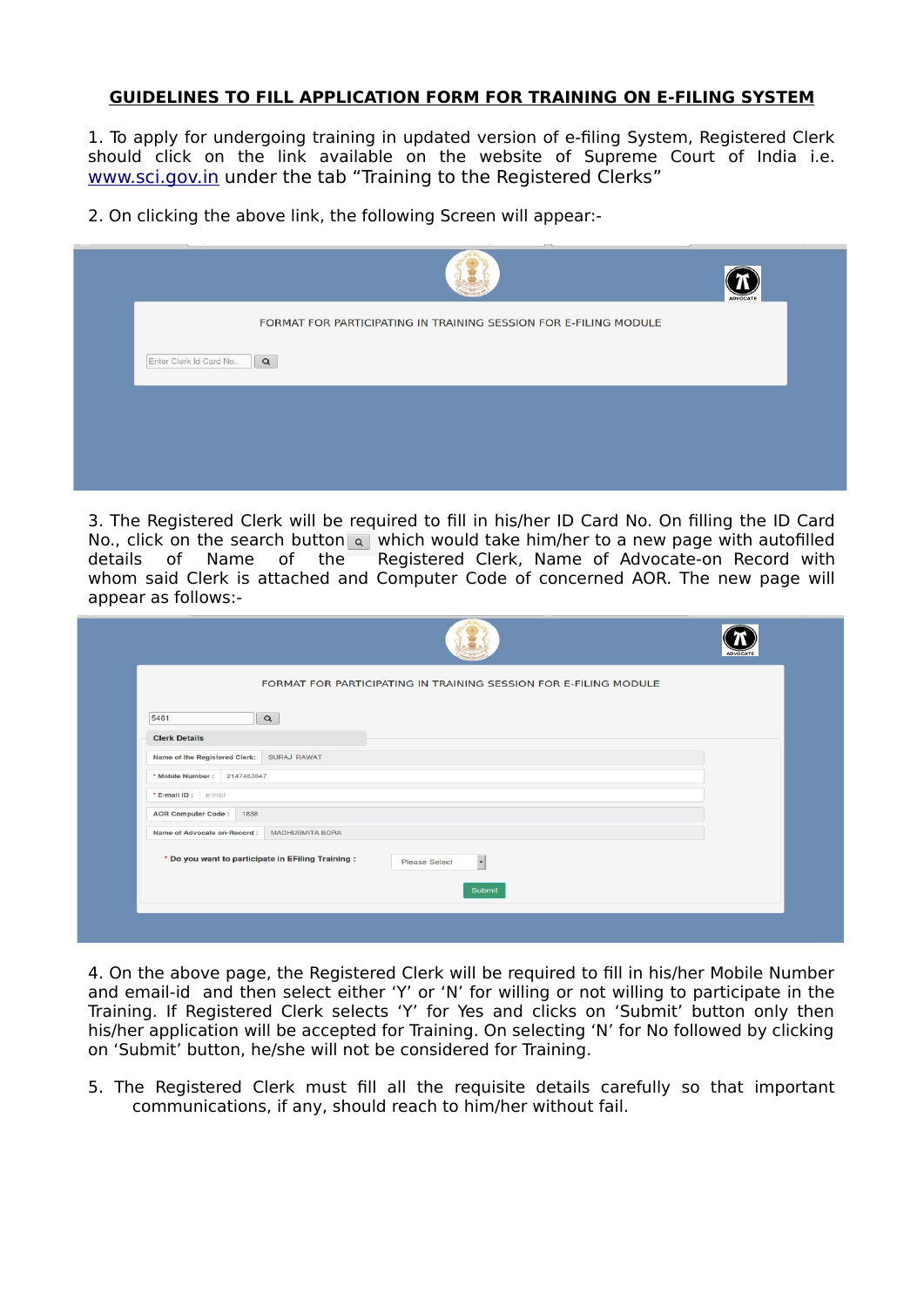## GUIDELINES TO FILL APPLICATION FORM FOR TRAINING ON E-FILING SYSTEM

1. To apply for undergoing training in updated version of e-filing System, Registered Clerk should click on the link available on the website of Supreme Court of India i.e. www.sci.gov.in under the tab "Training to the Registered Clerks"

2. On clicking the above link, the following Screen will appear:-

FORMAT FOR PARTICIPATING IN TRAINING SESSION FOR E-FILING MODULE

Enter Clerk Id Card No..

3. The Registered Clerk will be required to fill in his/her ID Card No. On filling the ID Card No., click on the search button which would take him/her to a new page with autofilled details of Name of the Registered Clerk, Name of Advocate-on Record with whom said Clerk is attached and Computer Code of concerned AOR. The new page will appear as follows:-

FORMAT FOR PARTICIPATING IN TRAINING SESSION FOR E-FILING MODULE

5461

Clerk Details

Name of the Registered Clerk: SURAJ RAWAT

* Mobile Number : 2147483647

* E-mail ID : e-mail

AOR Computer Code : 1838

Name of Advocate on-Record : MADHUSMITA BORA

* Do you want to participate in EFiling Training : Please Select

Submit

4. On the above page, the Registered Clerk will be required to fill in his/her Mobile Number and email-id and then select either 'Y' or 'N' for willing or not willing to participate in the Training. If Registered Clerk selects 'Y' for Yes and clicks on 'Submit' button only then his/her application will be accepted for Training. On selecting 'N' for No followed by clicking on 'Submit' button, he/she will not be considered for Training.

5. The Registered Clerk must fill all the requisite details carefully so that important communications, if any, should reach to him/her without fail.